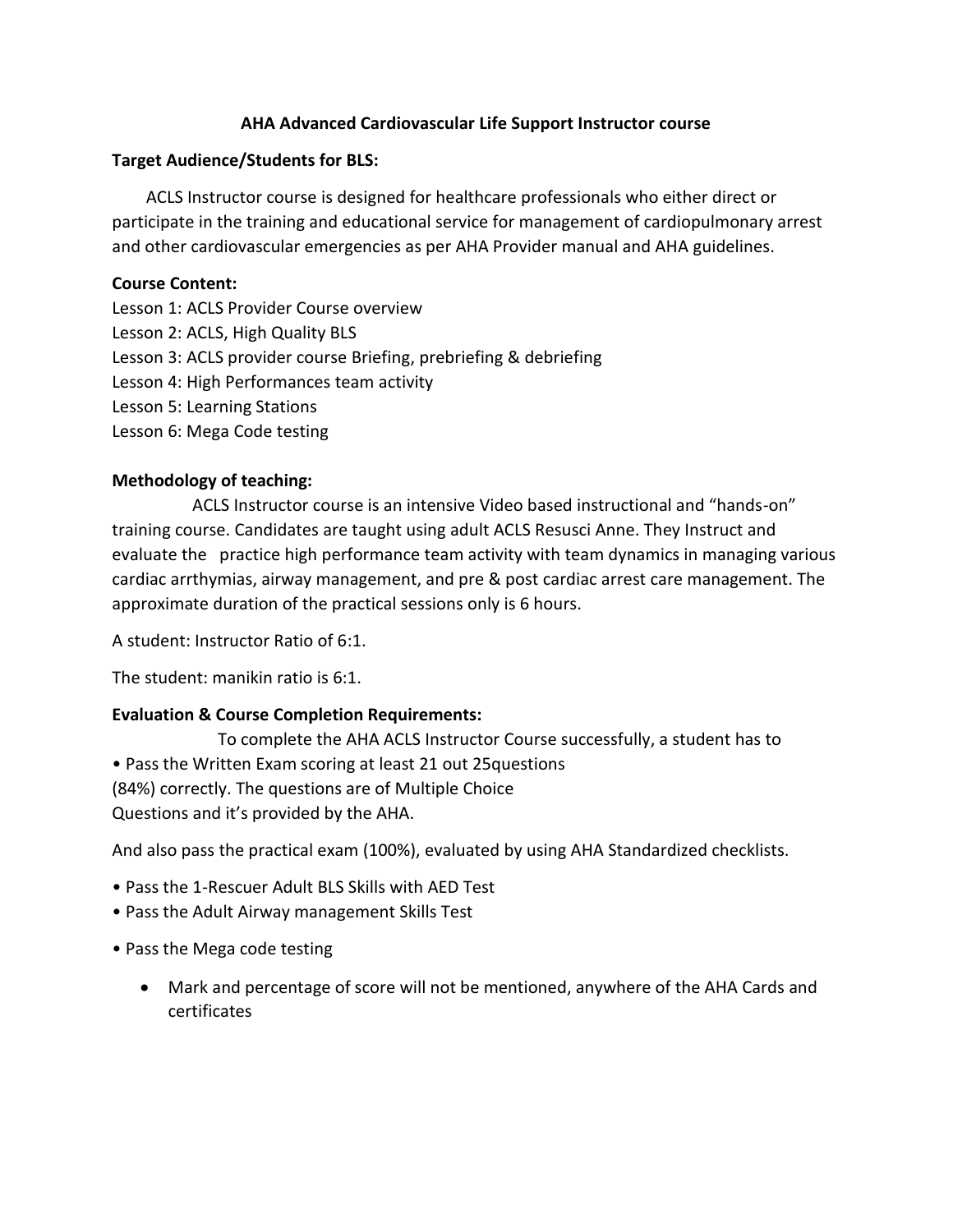# AHA Advanced Cardiovascular Life Support Instructor course

**Target Audience/Students for BLS:**

ACLS Instructor course is designed for healthcare professionals who either direct or participate in the training and educational service for management of cardiopulmonary arrest and other cardiovascular emergencies as per AHA Provider manual and AHA guidelines.

**Course Content:**

Lesson 1: ACLS Provider Course overview
Lesson 2: ACLS, High Quality BLS
Lesson 3: ACLS provider course Briefing, prebriefing & debriefing
Lesson 4: High Performances team activity
Lesson 5: Learning Stations
Lesson 6: Mega Code testing

**Methodology of teaching:**

ACLS Instructor course is an intensive Video based instructional and "hands-on" training course. Candidates are taught using adult ACLS Resusci Anne. They Instruct and evaluate the practice high performance team activity with team dynamics in managing various cardiac arrthymias, airway management, and pre & post cardiac arrest care management. The approximate duration of the practical sessions only is 6 hours.

A student: Instructor Ratio of 6:1.

The student: manikin ratio is 6:1.

**Evaluation & Course Completion Requirements:**

To complete the AHA ACLS Instructor Course successfully, a student has to

- Pass the Written Exam scoring at least 21 out 25questions (84%) correctly. The questions are of Multiple Choice Questions and it's provided by the AHA.

And also pass the practical exam (100%), evaluated by using AHA Standardized checklists.

- Pass the 1-Rescuer Adult BLS Skills with AED Test
- Pass the Adult Airway management Skills Test
- Pass the Mega code testing
  - Mark and percentage of score will not be mentioned, anywhere of the AHA Cards and certificates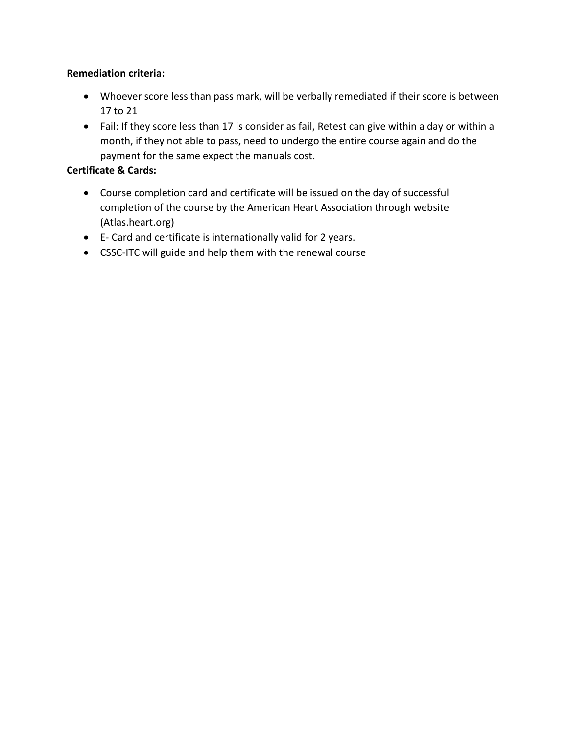**Remediation criteria:**

- Whoever score less than pass mark, will be verbally remediated if their score is between 17 to 21
- Fail: If they score less than 17 is consider as fail, Retest can give within a day or within a month, if they not able to pass, need to undergo the entire course again and do the payment for the same expect the manuals cost.

**Certificate & Cards:**

- Course completion card and certificate will be issued on the day of successful completion of the course by the American Heart Association through website (Atlas.heart.org)
- E- Card and certificate is internationally valid for 2 years.
- CSSC-ITC will guide and help them with the renewal course